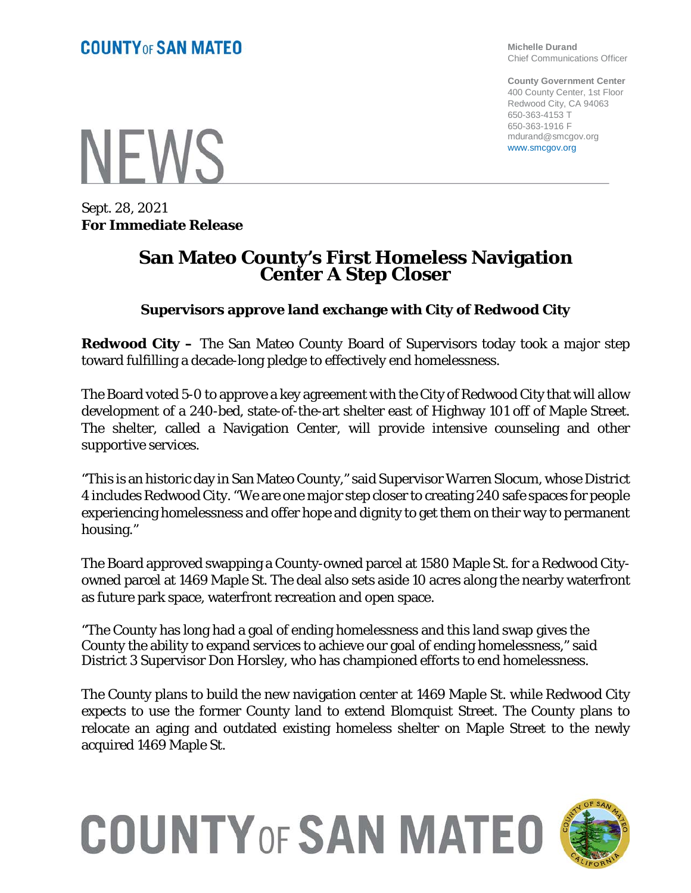**COUNTY OF SAN MATEO**

Michelle Durand
Chief Communications Officer

County Government Center
400 County Center, 1st Floor
Redwood City, CA 94063
650-363-4153 T
650-363-1916 F
mdurand@smcgov.org
www.smcgov.org

# NEWS

Sept. 28, 2021
**For Immediate Release**

## San Mateo County's First Homeless Navigation Center A Step Closer

### Supervisors approve land exchange with City of Redwood City

**Redwood City –** The San Mateo County Board of Supervisors today took a major step toward fulfilling a decade-long pledge to effectively end homelessness.

The Board voted 5-0 to approve a key agreement with the City of Redwood City that will allow development of a 240-bed, state-of-the-art shelter east of Highway 101 off of Maple Street. The shelter, called a Navigation Center, will provide intensive counseling and other supportive services.

"This is an historic day in San Mateo County," said Supervisor Warren Slocum, whose District 4 includes Redwood City. "We are one major step closer to creating 240 safe spaces for people experiencing homelessness and offer hope and dignity to get them on their way to permanent housing."

The Board approved swapping a County-owned parcel at 1580 Maple St. for a Redwood City-owned parcel at 1469 Maple St. The deal also sets aside 10 acres along the nearby waterfront as future park space, waterfront recreation and open space.

"The County has long had a goal of ending homelessness and this land swap gives the County the ability to expand services to achieve our goal of ending homelessness," said District 3 Supervisor Don Horsley, who has championed efforts to end homelessness.

The County plans to build the new navigation center at 1469 Maple St. while Redwood City expects to use the former County land to extend Blomquist Street. The County plans to relocate an aging and outdated existing homeless shelter on Maple Street to the newly acquired 1469 Maple St.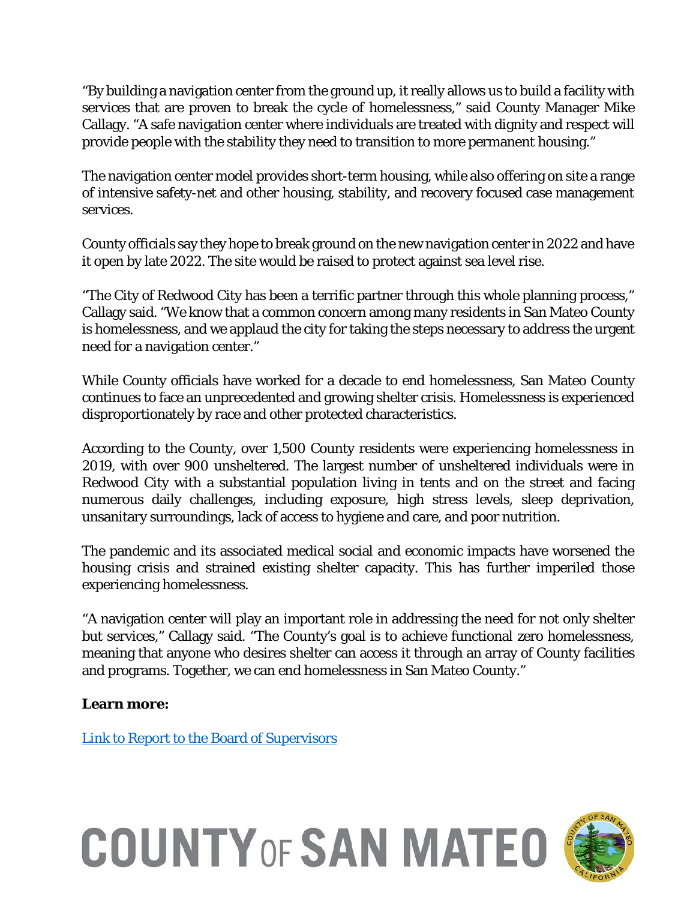"By building a navigation center from the ground up, it really allows us to build a facility with services that are proven to break the cycle of homelessness," said County Manager Mike Callagy. "A safe navigation center where individuals are treated with dignity and respect will provide people with the stability they need to transition to more permanent housing."

The navigation center model provides short-term housing, while also offering on site a range of intensive safety-net and other housing, stability, and recovery focused case management services.

County officials say they hope to break ground on the new navigation center in 2022 and have it open by late 2022. The site would be raised to protect against sea level rise.

"The City of Redwood City has been a terrific partner through this whole planning process," Callagy said. "We know that a common concern among many residents in San Mateo County is homelessness, and we applaud the city for taking the steps necessary to address the urgent need for a navigation center."

While County officials have worked for a decade to end homelessness, San Mateo County continues to face an unprecedented and growing shelter crisis. Homelessness is experienced disproportionately by race and other protected characteristics.

According to the County, over 1,500 County residents were experiencing homelessness in 2019, with over 900 unsheltered. The largest number of unsheltered individuals were in Redwood City with a substantial population living in tents and on the street and facing numerous daily challenges, including exposure, high stress levels, sleep deprivation, unsanitary surroundings, lack of access to hygiene and care, and poor nutrition.

The pandemic and its associated medical social and economic impacts have worsened the housing crisis and strained existing shelter capacity. This has further imperiled those experiencing homelessness.

"A navigation center will play an important role in addressing the need for not only shelter but services," Callagy said. "The County's goal is to achieve functional zero homelessness, meaning that anyone who desires shelter can access it through an array of County facilities and programs. Together, we can end homelessness in San Mateo County."

**Learn more:**

[Link to Report to the Board of Supervisors]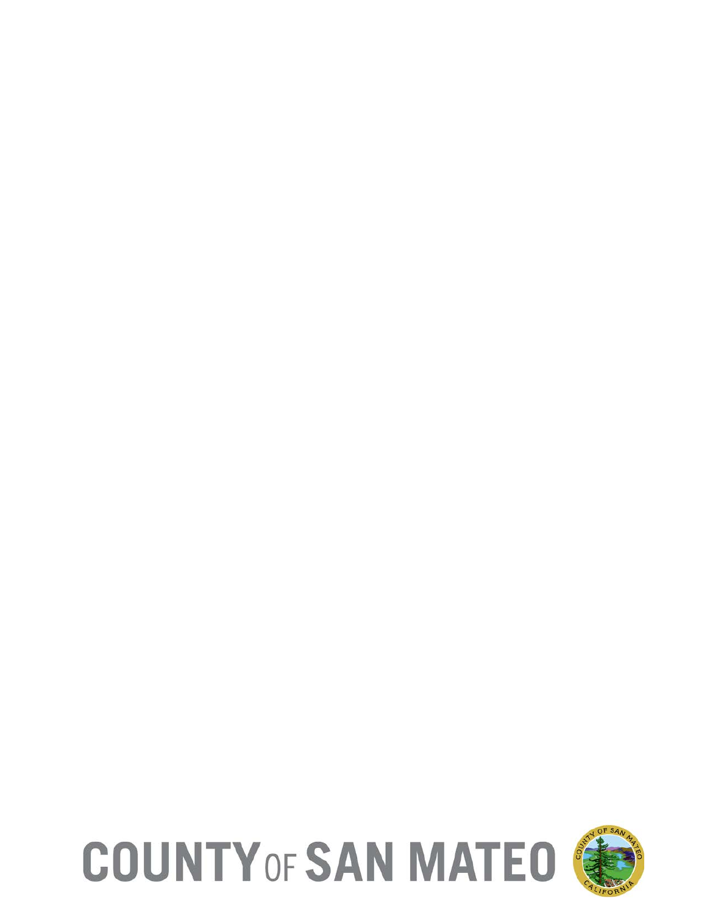COUNTY OF SAN MATEO